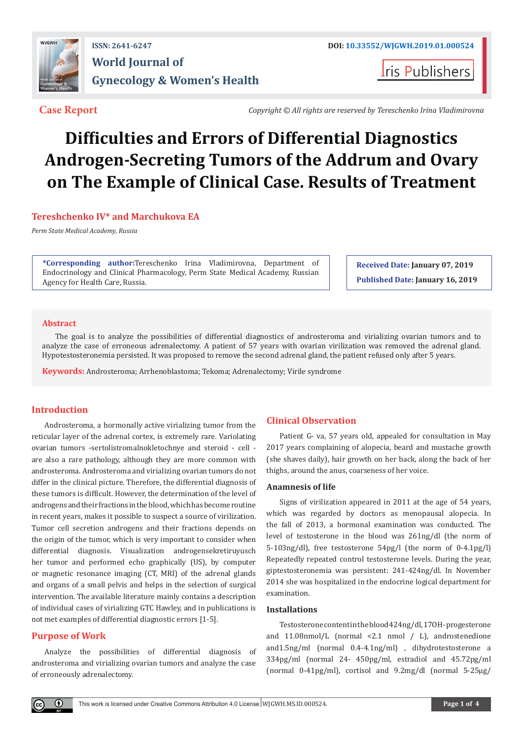ISSN: 2641-6247

DOI: 10.33552/WJGWH.2019.01.000524

**World Journal of Gynecology & Women's Health**

Iris Publishers

**Case Report**

*Copyright © All rights are reserved by Tereschenko Irina Vladimirovna*

# Difficulties and Errors of Differential Diagnostics Androgen-Secreting Tumors of the Addrum and Ovary on The Example of Clinical Case. Results of Treatment

**Tereshchenko IV\* and Marchukova EA**

*Perm State Medical Academy, Russia*

**\*Corresponding author:** Tereschenko Irina Vladimirovna, Department of Endocrinology and Clinical Pharmacology, Perm State Medical Academy, Russian Agency for Health Care, Russia.

**Received Date:** January 07, 2019

**Published Date:** January 16, 2019

## Abstract

The goal is to analyze the possibilities of differential diagnostics of androsteroma and virializing ovarian tumors and to analyze the case of erroneous adrenalectomy. A patient of 57 years with ovarian virilization was removed the adrenal gland. Hypotestosteronemia persisted. It was proposed to remove the second adrenal gland, the patient refused only after 5 years.

**Keywords:** Androsteroma; Arrhenoblastoma; Tekoma; Adrenalectomy; Virile syndrome

## Introduction

Androsteroma, a hormonally active virializing tumor from the reticular layer of the adrenal cortex, is extremely rare. Variolating ovarian tumors -sertolistromalnokletochnye and steroid - cell - are also a rare pathology, although they are more common with androsteroma. Androsteroma and virializing ovarian tumors do not differ in the clinical picture. Therefore, the differential diagnosis of these tumors is difficult. However, the determination of the level of androgens and their fractions in the blood, which has become routine in recent years, makes it possible to suspect a source of virilization. Tumor cell secretion androgens and their fractions depends on the origin of the tumor, which is very important to consider when differential diagnosis. Visualization androgensekretiruyusch her tumor and performed echo graphically (US), by computer or magnetic resonance imaging (CT, MRI) of the adrenal glands and organs of a small pelvis and helps in the selection of surgical intervention. The available literature mainly contains a description of individual cases of virializing GTC Hawley, and in publications is not met examples of differential diagnostic errors [1-5].

## Purpose of Work

Analyze the possibilities of differential diagnosis of androsteroma and virializing ovarian tumors and analyze the case of erroneously adrenalectomy.

## Clinical Observation

Patient G- va, 57 years old, appealed for consultation in May 2017 years complaining of alopecia, beard and mustache growth (she shaves daily), hair growth on her back, along the back of her thighs, around the anus, coarseness of her voice.

### Anamnesis of life

Signs of virilization appeared in 2011 at the age of 54 years, which was regarded by doctors as menopausal alopecia. In the fall of 2013, a hormonal examination was conducted. The level of testosterone in the blood was 261ng/dl (the norm of 5-103ng/dl), free testosterone 54pg/l (the norm of 0-4.1pg/l) Repeatedly repeated control testosterone levels. During the year, giptestosteronemia was persistent: 241-424ng/dl. In November 2014 she was hospitalized in the endocrine logical department for examination.

### Installations

Testosterone content in the blood 424ng/dl, 17OH- progesterone and 11.08nmol/L (normal <2.1 nmol / L), androstenedione and1.5ng/ml (normal 0.4-4.1ng/ml) , dihydrotestosterone a 334pg/ml (normal 24- 450pg/ml, estradiol and 45.72pg/ml (normal 0-41pg/ml), cortisol and 9.2mg/dl (normal 5-25μg/

This work is licensed under Creative Commons Attribution 4.0 License WJGWH.MS.ID.000524.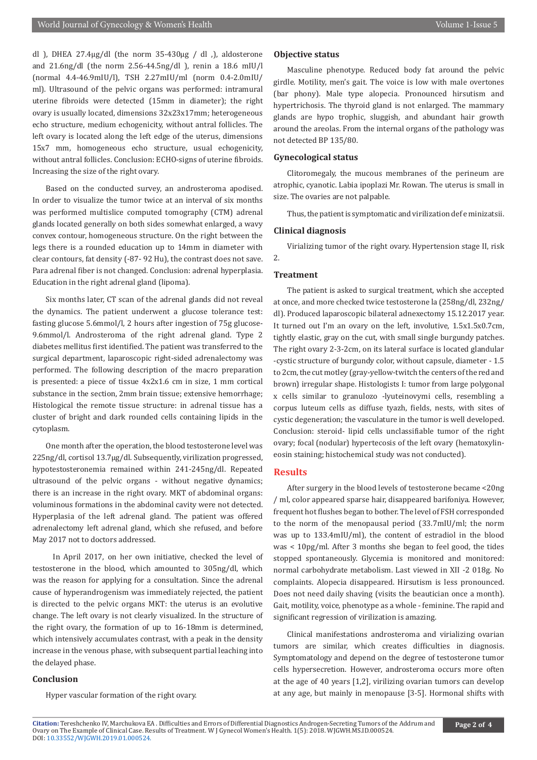dl ), DHEA 27.4μg/dl (the norm 35-430μg / dl ,), aldosterone and 21.6ng/dl (the norm 2.56-44.5ng/dl ), renin a 18.6 mIU/l (normal 4.4-46.9mIU/l), TSH 2.27mIU/ml (norm 0.4-2.0mIU/ml). Ultrasound of the pelvic organs was performed: intramural uterine fibroids were detected (15mm in diameter); the right ovary is usually located, dimensions 32x23x17mm; heterogeneous echo structure, medium echogenicity, without antral follicles. The left ovary is located along the left edge of the uterus, dimensions 15x7 mm, homogeneous echo structure, usual echogenicity, without antral follicles. Conclusion: ECHO-signs of uterine fibroids. Increasing the size of the right ovary.

Based on the conducted survey, an androsteroma apodised. In order to visualize the tumor twice at an interval of six months was performed multislice computed tomography (CTM) adrenal glands located generally on both sides somewhat enlarged, a wavy convex contour, homogeneous structure. On the right between the legs there is a rounded education up to 14mm in diameter with clear contours, fat density (-87- 92 Hu), the contrast does not save. Para adrenal fiber is not changed. Conclusion: adrenal hyperplasia. Education in the right adrenal gland (lipoma).

Six months later, CT scan of the adrenal glands did not reveal the dynamics. The patient underwent a glucose tolerance test: fasting glucose 5.6mmol/l, 2 hours after ingestion of 75g glucose-9.6mmol/l. Androsteroma of the right adrenal gland. Type 2 diabetes mellitus first identified. The patient was transferred to the surgical department, laparoscopic right-sided adrenalectomy was performed. The following description of the macro preparation is presented: a piece of tissue 4x2x1.6 cm in size, 1 mm cortical substance in the section, 2mm brain tissue; extensive hemorrhage; Histological the remote tissue structure: in adrenal tissue has a cluster of bright and dark rounded cells containing lipids in the cytoplasm.

One month after the operation, the blood testosterone level was 225ng/dl, cortisol 13.7μg/dl. Subsequently, virilization progressed, hypotestosteronemia remained within 241-245ng/dl. Repeated ultrasound of the pelvic organs - without negative dynamics; there is an increase in the right ovary. MKT of abdominal organs: voluminous formations in the abdominal cavity were not detected. Hyperplasia of the left adrenal gland. The patient was offered adrenalectomy left adrenal gland, which she refused, and before May 2017 not to doctors addressed.

In April 2017, on her own initiative, checked the level of testosterone in the blood, which amounted to 305ng/dl, which was the reason for applying for a consultation. Since the adrenal cause of hyperandrogenism was immediately rejected, the patient is directed to the pelvic organs MKT: the uterus is an evolutive change. The left ovary is not clearly visualized. In the structure of the right ovary, the formation of up to 16-18mm is determined, which intensively accumulates contrast, with a peak in the density increase in the venous phase, with subsequent partial leaching into the delayed phase.

### Conclusion

Hyper vascular formation of the right ovary.

### Objective status

Masculine phenotype. Reduced body fat around the pelvic girdle. Motility, men's gait. The voice is low with male overtones (bar phony). Male type alopecia. Pronounced hirsutism and hypertrichosis. The thyroid gland is not enlarged. The mammary glands are hypo trophic, sluggish, and abundant hair growth around the areolas. From the internal organs of the pathology was not detected BP 135/80.

### Gynecological status

Clitoromegaly, the mucous membranes of the perineum are atrophic, cyanotic. Labia ipoplazi Mr. Rowan. The uterus is small in size. The ovaries are not palpable.

Thus, the patient is symptomatic and virilization def e minizatsii.

### Clinical diagnosis

Virializing tumor of the right ovary. Hypertension stage II, risk 2.

### Treatment

The patient is asked to surgical treatment, which she accepted at once, and more checked twice testosterone la (258ng/dl, 232ng/dl). Produced laparoscopic bilateral adnexectomy 15.12.2017 year. It turned out I'm an ovary on the left, involutive, 1.5x1.5x0.7cm, tightly elastic, gray on the cut, with small single burgundy patches. The right ovary 2-3-2cm, on its lateral surface is located glandular -cystic structure of burgundy color, without capsule, diameter - 1.5 to 2cm, the cut motley (gray-yellow-twitch the centers of the red and brown) irregular shape. Histologists I: tumor from large polygonal x cells similar to granulozo -lyuteinovymi cells, resembling a corpus luteum cells as diffuse tyazh, fields, nests, with sites of cystic degeneration; the vasculature in the tumor is well developed. Conclusion: steroid- lipid cells unclassifiable tumor of the right ovary; focal (nodular) hypertecosis of the left ovary (hematoxylin-eosin staining; histochemical study was not conducted).

## Results

After surgery in the blood levels of testosterone became <20ng / ml, color appeared sparse hair, disappeared barifoniya. However, frequent hot flushes began to bother. The level of FSH corresponded to the norm of the menopausal period (33.7mIU/ml; the norm was up to 133.4mIU/ml), the content of estradiol in the blood was < 10pg/ml. After 3 months she began to feel good, the tides stopped spontaneously. Glycemia is monitored and monitored: normal carbohydrate metabolism. Last viewed in XII -2 018g. No complaints. Alopecia disappeared. Hirsutism is less pronounced. Does not need daily shaving (visits the beautician once a month). Gait, motility, voice, phenotype as a whole - feminine. The rapid and significant regression of virilization is amazing.

Clinical manifestations androsteroma and virializing ovarian tumors are similar, which creates difficulties in diagnosis. Symptomatology and depend on the degree of testosterone tumor cells hypersecretion. However, androsteroma occurs more often at the age of 40 years [1,2], virilizing ovarian tumors can develop at any age, but mainly in menopause [3-5]. Hormonal shifts with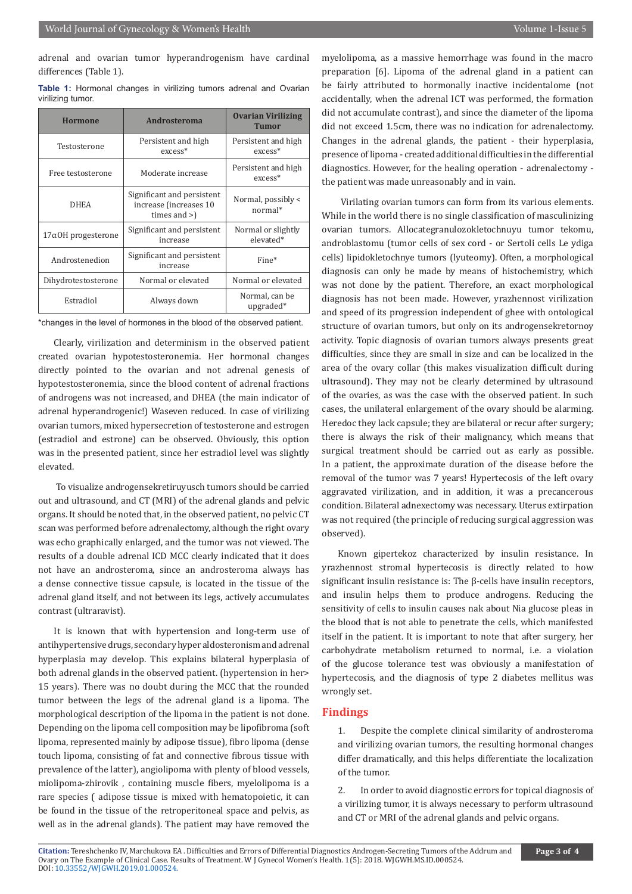adrenal and ovarian tumor hyperandrogenism have cardinal differences (Table 1).

**Table 1:** Hormonal changes in virilizing tumors adrenal and Ovarian virilizing tumor.

| Hormone | Androsteroma | Ovarian Virilizing Tumor |
|---|---|---|
| Testosterone | Persistent and high excess* | Persistent and high excess* |
| Free testosterone | Moderate increase | Persistent and high excess* |
| DHEA | Significant and persistent increase (increases 10 times and >) | Normal, possibly < normal* |
| 17αOH progesterone | Significant and persistent increase | Normal or slightly elevated* |
| Androstenedion | Significant and persistent increase | Fine* |
| Dihydrotestosterone | Normal or elevated | Normal or elevated |
| Estradiol | Always down | Normal, can be upgraded* |

*changes in the level of hormones in the blood of the observed patient.

Clearly, virilization and determinism in the observed patient created ovarian hypotestosteronemia. Her hormonal changes directly pointed to the ovarian and not adrenal genesis of hypotestosteronemia, since the blood content of adrenal fractions of androgens was not increased, and DHEA (the main indicator of adrenal hyperandrogenic!) Waseven reduced. In case of virilizing ovarian tumors, mixed hypersecretion of testosterone and estrogen (estradiol and estrone) can be observed. Obviously, this option was in the presented patient, since her estradiol level was slightly elevated.

To visualize androgensekretiruyusch tumors should be carried out and ultrasound, and CT (MRI) of the adrenal glands and pelvic organs. It should be noted that, in the observed patient, no pelvic CT scan was performed before adrenalectomy, although the right ovary was echo graphically enlarged, and the tumor was not viewed. The results of a double adrenal ICD MCC clearly indicated that it does not have an androsteroma, since an androsteroma always has a dense connective tissue capsule, is located in the tissue of the adrenal gland itself, and not between its legs, actively accumulates contrast (ultraravist).

It is known that with hypertension and long-term use of antihypertensive drugs, secondary hyper aldosteronism and adrenal hyperplasia may develop. This explains bilateral hyperplasia of both adrenal glands in the observed patient. (hypertension in her> 15 years). There was no doubt during the MCC that the rounded tumor between the legs of the adrenal gland is a lipoma. The morphological description of the lipoma in the patient is not done. Depending on the lipoma cell composition may be lipofibroma (soft lipoma, represented mainly by adipose tissue), fibro lipoma (dense touch lipoma, consisting of fat and connective fibrous tissue with prevalence of the latter), angiolipoma with plenty of blood vessels, miolipoma-zhirovik , containing muscle fibers, myelolipoma is a rare species ( adipose tissue is mixed with hematopoietic, it can be found in the tissue of the retroperitoneal space and pelvis, as well as in the adrenal glands). The patient may have removed the myelolipoma, as a massive hemorrhage was found in the macro preparation [6]. Lipoma of the adrenal gland in a patient can be fairly attributed to hormonally inactive incidentalome (not accidentally, when the adrenal ICT was performed, the formation did not accumulate contrast), and since the diameter of the lipoma did not exceed 1.5cm, there was no indication for adrenalectomy. Changes in the adrenal glands, the patient - their hyperplasia, presence of lipoma - created additional difficulties in the differential diagnostics. However, for the healing operation - adrenalectomy - the patient was made unreasonably and in vain.

Virilating ovarian tumors can form from its various elements. While in the world there is no single classification of masculinizing ovarian tumors. Allocategranulozokletochnuyu tumor tekomu, androblastomu (tumor cells of sex cord - or Sertoli cells Le ydiga cells) lipidokletochnye tumors (lyuteomy). Often, a morphological diagnosis can only be made by means of histochemistry, which was not done by the patient. Therefore, an exact morphological diagnosis has not been made. However, yrazhennost virilization and speed of its progression independent of ghee with ontological structure of ovarian tumors, but only on its androgensekretornoy activity. Topic diagnosis of ovarian tumors always presents great difficulties, since they are small in size and can be localized in the area of the ovary collar (this makes visualization difficult during ultrasound). They may not be clearly determined by ultrasound of the ovaries, as was the case with the observed patient. In such cases, the unilateral enlargement of the ovary should be alarming. Heredoc they lack capsule; they are bilateral or recur after surgery; there is always the risk of their malignancy, which means that surgical treatment should be carried out as early as possible. In a patient, the approximate duration of the disease before the removal of the tumor was 7 years! Hypertecosis of the left ovary aggravated virilization, and in addition, it was a precancerous condition. Bilateral adnexectomy was necessary. Uterus extirpation was not required (the principle of reducing surgical aggression was observed).

Known gipertekoz characterized by insulin resistance. In yrazhennost stromal hypertecosis is directly related to how significant insulin resistance is: The β-cells have insulin receptors, and insulin helps them to produce androgens. Reducing the sensitivity of cells to insulin causes nak about Nia glucose pleas in the blood that is not able to penetrate the cells, which manifested itself in the patient. It is important to note that after surgery, her carbohydrate metabolism returned to normal, i.e. a violation of the glucose tolerance test was obviously a manifestation of hypertecosis, and the diagnosis of type 2 diabetes mellitus was wrongly set.

## Findings

1. Despite the complete clinical similarity of androsteroma and virilizing ovarian tumors, the resulting hormonal changes differ dramatically, and this helps differentiate the localization of the tumor.

2. In order to avoid diagnostic errors for topical diagnosis of a virilizing tumor, it is always necessary to perform ultrasound and CT or MRI of the adrenal glands and pelvic organs.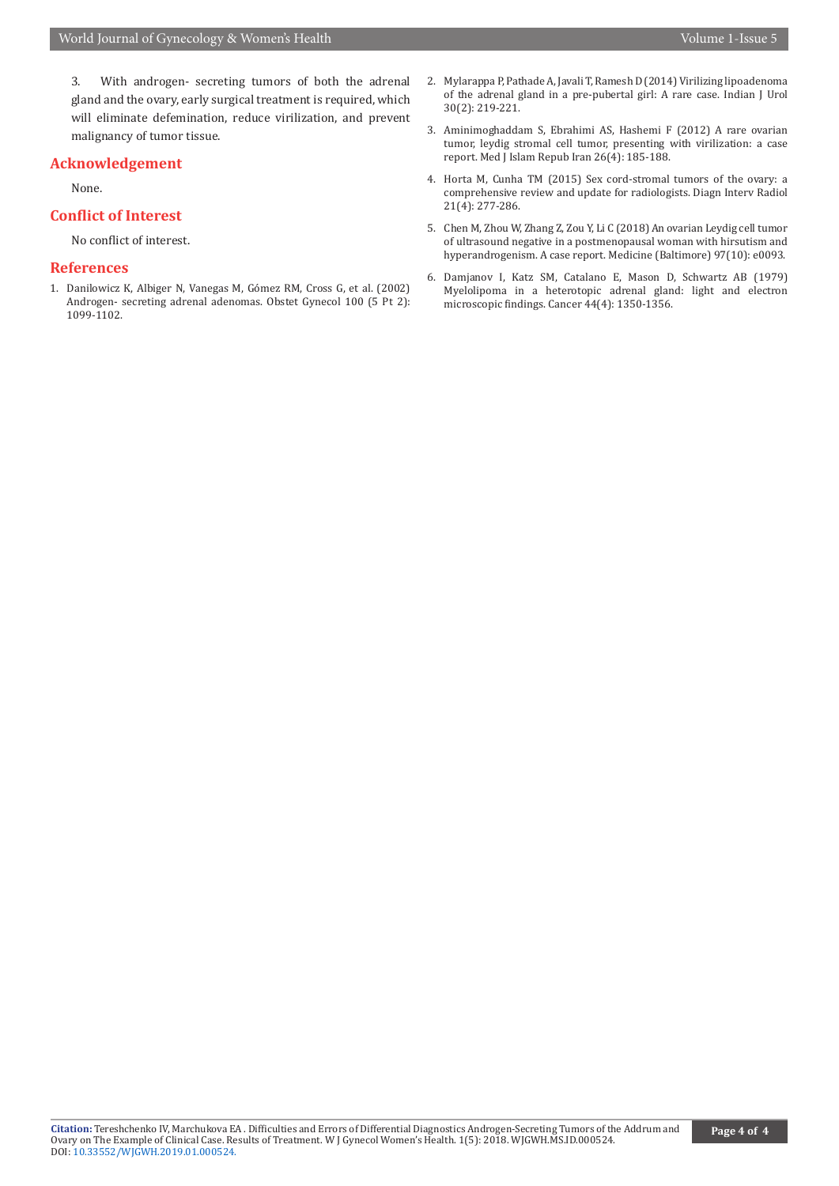3. With androgen- secreting tumors of both the adrenal gland and the ovary, early surgical treatment is required, which will eliminate defemination, reduce virilization, and prevent malignancy of tumor tissue.

## Acknowledgement

None.

## Conflict of Interest

No conflict of interest.

## References

1. Danilowicz K, Albiger N, Vanegas M, Gómez RM, Cross G, et al. (2002) Androgen- secreting adrenal adenomas. Obstet Gynecol 100 (5 Pt 2): 1099-1102.
2. Mylarappa P, Pathade A, Javali T, Ramesh D (2014) Virilizing lipoadenoma of the adrenal gland in a pre-pubertal girl: A rare case. Indian J Urol 30(2): 219-221.
3. Aminimoghaddam S, Ebrahimi AS, Hashemi F (2012) A rare ovarian tumor, leydig stromal cell tumor, presenting with virilization: a case report. Med J Islam Repub Iran 26(4): 185-188.
4. Horta M, Cunha TM (2015) Sex cord-stromal tumors of the ovary: a comprehensive review and update for radiologists. Diagn Interv Radiol 21(4): 277-286.
5. Chen M, Zhou W, Zhang Z, Zou Y, Li C (2018) An ovarian Leydig cell tumor of ultrasound negative in a postmenopausal woman with hirsutism and hyperandrogenism. A case report. Medicine (Baltimore) 97(10): e0093.
6. Damjanov I, Katz SM, Catalano E, Mason D, Schwartz AB (1979) Myelolipoma in a heterotopic adrenal gland: light and electron microscopic findings. Cancer 44(4): 1350-1356.

**Citation:** Tereshchenko IV, Marchukova EA . Difficulties and Errors of Differential Diagnostics Androgen-Secreting Tumors of the Addrum and Ovary on The Example of Clinical Case. Results of Treatment. W J Gynecol Women's Health. 1(5): 2018. WJGWH.MS.ID.000524. DOI: 10.33552/WJGWH.2019.01.000524.